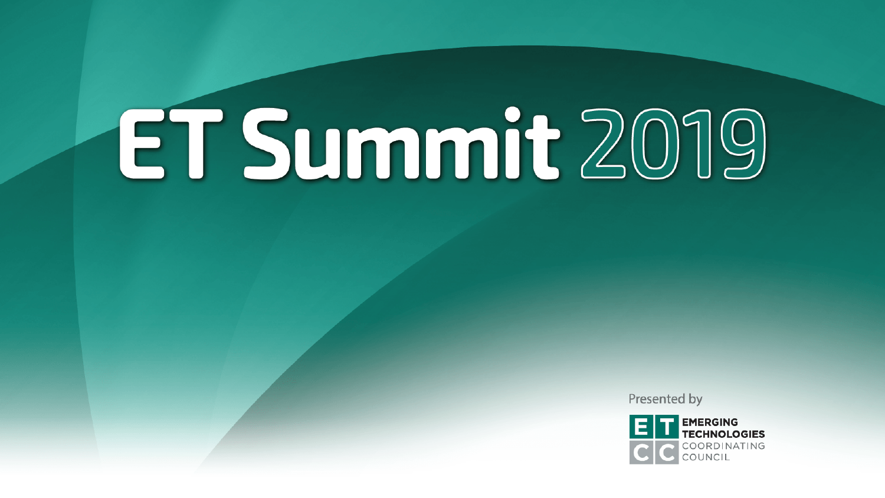# ET Summit 2019

Presented by

EMERGING TECHNOLOGIES COORDINATING COUNCIL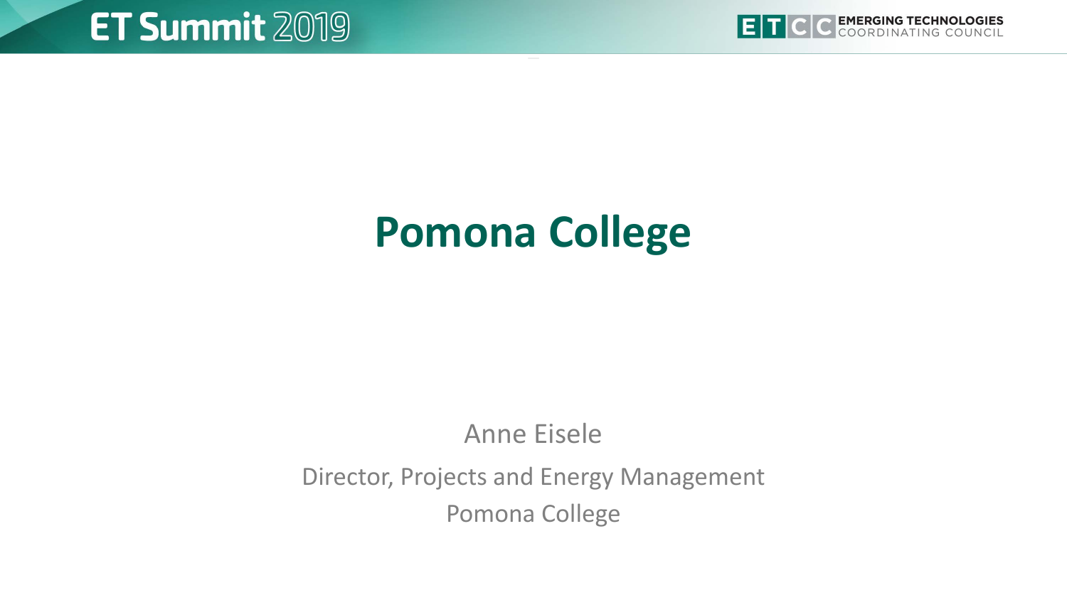# Pomona College

Anne Eisele

Director, Projects and Energy Management

Pomona College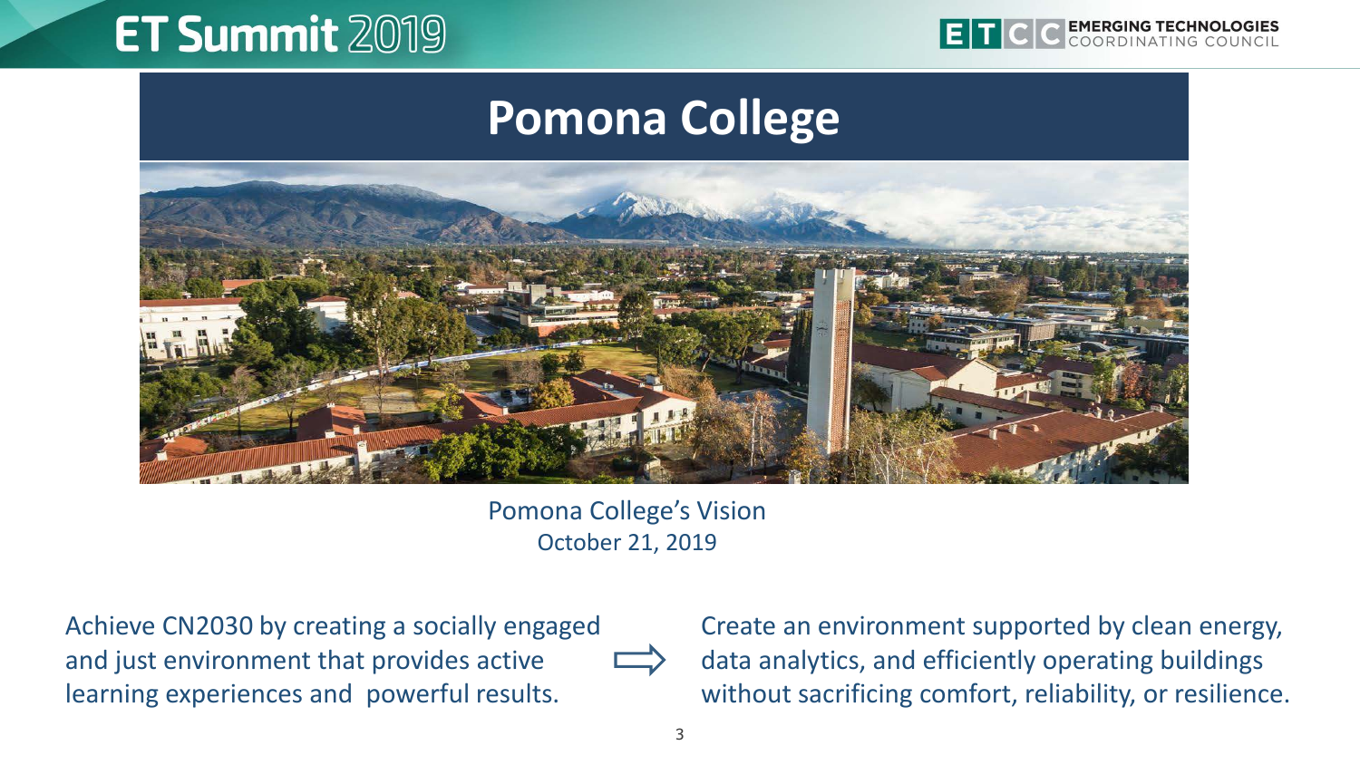# Pomona College

Pomona College's Vision
October 21, 2019

Achieve CN2030 by creating a socially engaged and just environment that provides active learning experiences and powerful results.

⇨

Create an environment supported by clean energy, data analytics, and efficiently operating buildings without sacrificing comfort, reliability, or resilience.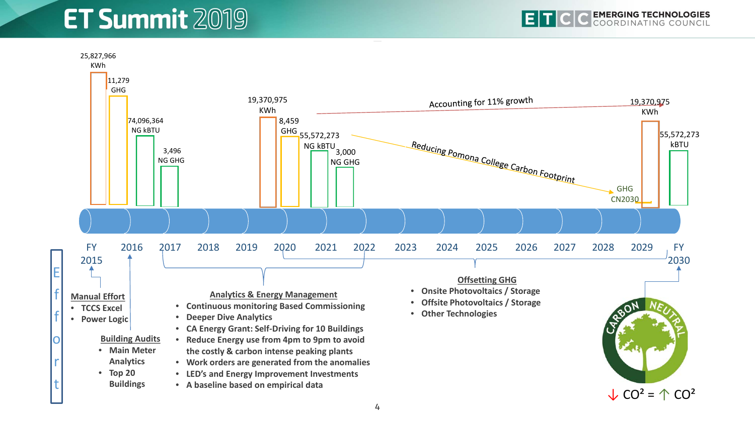# ET Summit 2019

25,827,966 KWh

11,279 GHG

74,096,364 NG kBTU

3,496 NG GHG

19,370,975 KWh

8,459 GHG

55,572,273 NG kBTU

3,000 NG GHG

Accounting for 11% growth

Reducing Pomona College Carbon Footprint

19,370,975 KWh

55,572,273 kBTU

GHG CN2030

FY 2015 | 2016 | 2017 | 2018 | 2019 | 2020 | 2021 | 2022 | 2023 | 2024 | 2025 | 2026 | 2027 | 2028 | 2029 | FY 2030

Effort

**Manual Effort**

- TCCS Excel
- Power Logic

**Building Audits**

- Main Meter Analytics
- Top 20 Buildings

**Analytics & Energy Management**

- Continuous monitoring Based Commissioning
- Deeper Dive Analytics
- CA Energy Grant: Self-Driving for 10 Buildings
- Reduce Energy use from 4pm to 9pm to avoid the costly & carbon intense peaking plants
- Work orders are generated from the anomalies
- LED's and Energy Improvement Investments
- A baseline based on empirical data

**Offsetting GHG**

- Onsite Photovoltaics / Storage
- Offsite Photovoltaics / Storage
- Other Technologies

CARBON NEUTRAL

↓ $CO^2$ = ↑ $CO^2$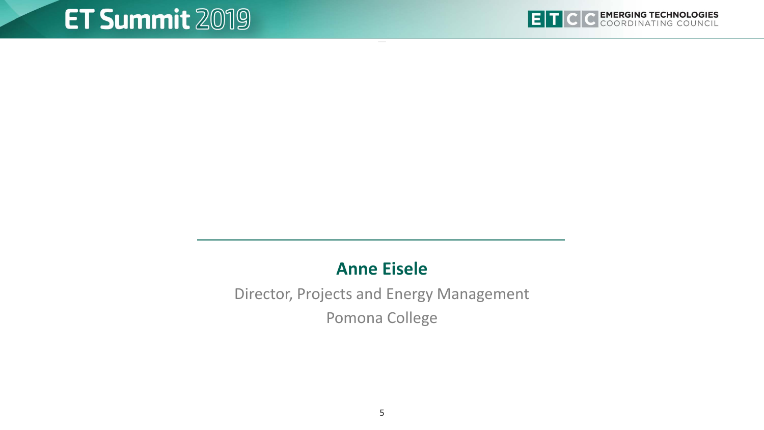**Anne Eisele**

Director, Projects and Energy Management

Pomona College